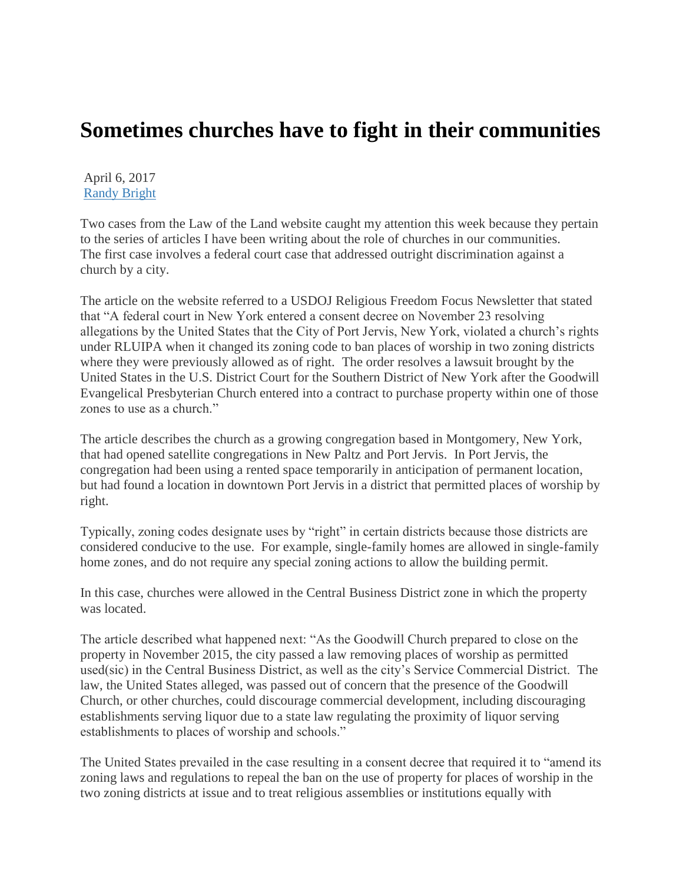# Sometimes churches have to fight in their communities

April 6, 2017
[Randy Bright]

Two cases from the Law of the Land website caught my attention this week because they pertain to the series of articles I have been writing about the role of churches in our communities. The first case involves a federal court case that addressed outright discrimination against a church by a city.

The article on the website referred to a USDOJ Religious Freedom Focus Newsletter that stated that "A federal court in New York entered a consent decree on November 23 resolving allegations by the United States that the City of Port Jervis, New York, violated a church's rights under RLUIPA when it changed its zoning code to ban places of worship in two zoning districts where they were previously allowed as of right. The order resolves a lawsuit brought by the United States in the U.S. District Court for the Southern District of New York after the Goodwill Evangelical Presbyterian Church entered into a contract to purchase property within one of those zones to use as a church."

The article describes the church as a growing congregation based in Montgomery, New York, that had opened satellite congregations in New Paltz and Port Jervis. In Port Jervis, the congregation had been using a rented space temporarily in anticipation of permanent location, but had found a location in downtown Port Jervis in a district that permitted places of worship by right.

Typically, zoning codes designate uses by "right" in certain districts because those districts are considered conducive to the use. For example, single-family homes are allowed in single-family home zones, and do not require any special zoning actions to allow the building permit.

In this case, churches were allowed in the Central Business District zone in which the property was located.

The article described what happened next: "As the Goodwill Church prepared to close on the property in November 2015, the city passed a law removing places of worship as permitted used(sic) in the Central Business District, as well as the city's Service Commercial District. The law, the United States alleged, was passed out of concern that the presence of the Goodwill Church, or other churches, could discourage commercial development, including discouraging establishments serving liquor due to a state law regulating the proximity of liquor serving establishments to places of worship and schools."

The United States prevailed in the case resulting in a consent decree that required it to "amend its zoning laws and regulations to repeal the ban on the use of property for places of worship in the two zoning districts at issue and to treat religious assemblies or institutions equally with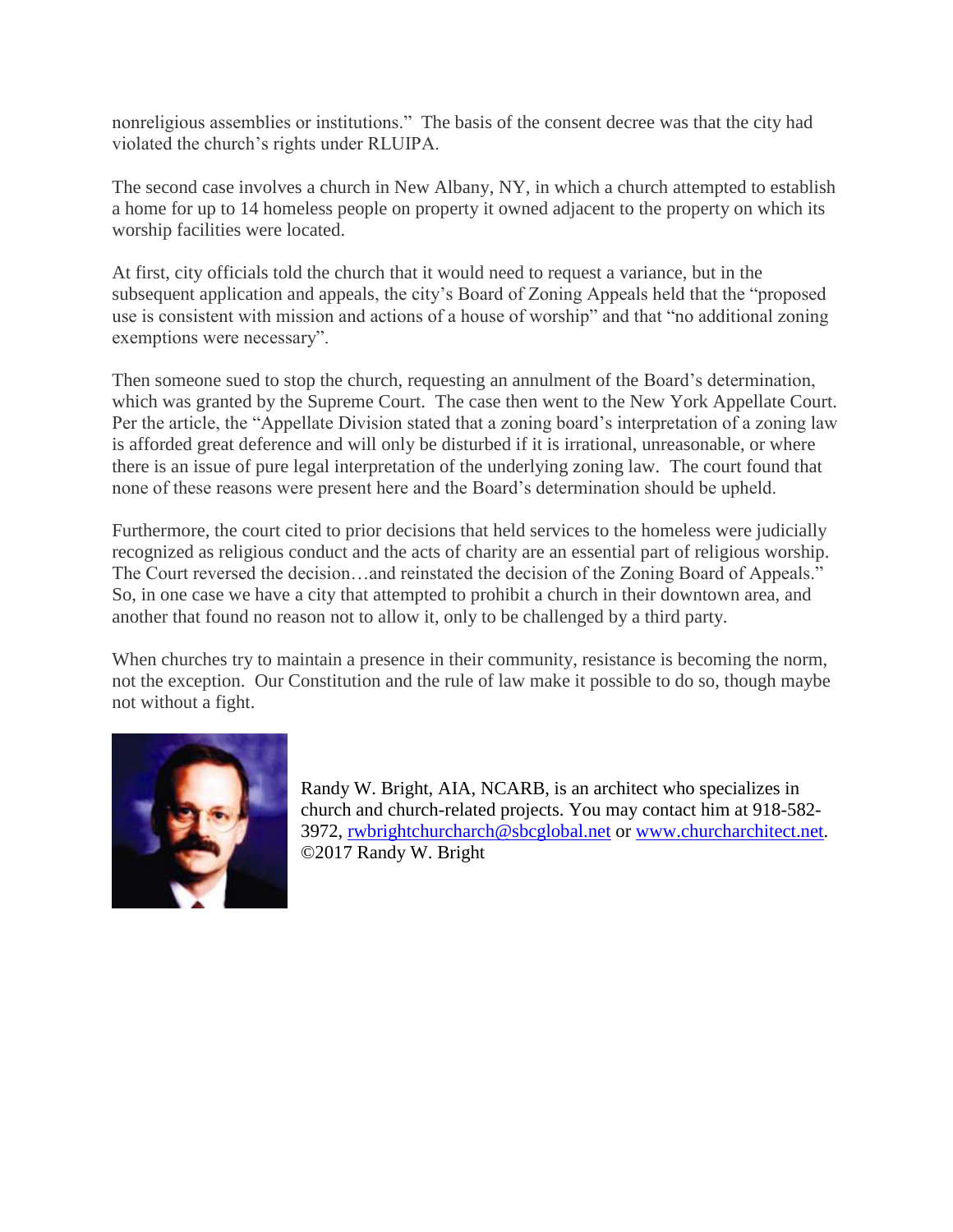nonreligious assemblies or institutions." The basis of the consent decree was that the city had violated the church's rights under RLUIPA.

The second case involves a church in New Albany, NY, in which a church attempted to establish a home for up to 14 homeless people on property it owned adjacent to the property on which its worship facilities were located.

At first, city officials told the church that it would need to request a variance, but in the subsequent application and appeals, the city's Board of Zoning Appeals held that the "proposed use is consistent with mission and actions of a house of worship" and that "no additional zoning exemptions were necessary".

Then someone sued to stop the church, requesting an annulment of the Board's determination, which was granted by the Supreme Court. The case then went to the New York Appellate Court. Per the article, the "Appellate Division stated that a zoning board's interpretation of a zoning law is afforded great deference and will only be disturbed if it is irrational, unreasonable, or where there is an issue of pure legal interpretation of the underlying zoning law. The court found that none of these reasons were present here and the Board's determination should be upheld.

Furthermore, the court cited to prior decisions that held services to the homeless were judicially recognized as religious conduct and the acts of charity are an essential part of religious worship. The Court reversed the decision…and reinstated the decision of the Zoning Board of Appeals." So, in one case we have a city that attempted to prohibit a church in their downtown area, and another that found no reason not to allow it, only to be challenged by a third party.

When churches try to maintain a presence in their community, resistance is becoming the norm, not the exception. Our Constitution and the rule of law make it possible to do so, though maybe not without a fight.

Randy W. Bright, AIA, NCARB, is an architect who specializes in church and church-related projects. You may contact him at 918-582-3972, rwbrightchurcharch@sbcglobal.net or www.churcharchitect.net. ©2017 Randy W. Bright